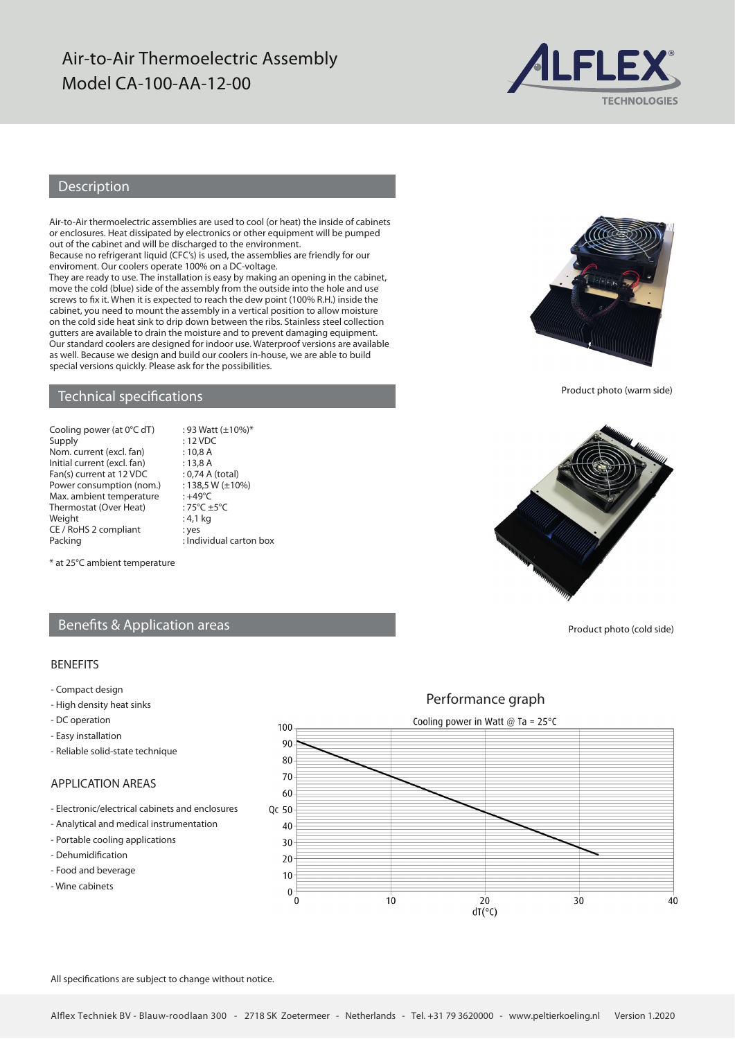# Air-to-Air Thermoelectric Assembly
# Model CA-100-AA-12-00

## Description

Air-to-Air thermoelectric assemblies are used to cool (or heat) the inside of cabinets or enclosures. Heat dissipated by electronics or other equipment will be pumped out of the cabinet and will be discharged to the environment.
Because no refrigerant liquid (CFC's) is used, the assemblies are friendly for our enviroment. Our coolers operate 100% on a DC-voltage.
They are ready to use. The installation is easy by making an opening in the cabinet, move the cold (blue) side of the assembly from the outside into the hole and use screws to fix it. When it is expected to reach the dew point (100% R.H.) inside the cabinet, you need to mount the assembly in a vertical position to allow moisture on the cold side heat sink to drip down between the ribs. Stainless steel collection gutters are available to drain the moisture and to prevent damaging equipment. Our standard coolers are designed for indoor use. Waterproof versions are available as well. Because we design and build our coolers in-house, we are able to build special versions quickly. Please ask for the possibilities.

Product photo (warm side)

Product photo (cold side)

## Technical specifications

| | |
|---|---|
| Cooling power (at 0°C dT) | : 93 Watt (±10%)* |
| Supply | : 12 VDC |
| Nom. current (excl. fan) | : 10,8 A |
| Initial current (excl. fan) | : 13,8 A |
| Fan(s) current at 12 VDC | : 0,74 A (total) |
| Power consumption (nom.) | : 138,5 W (±10%) |
| Max. ambient temperature | : +49°C |
| Thermostat (Over Heat) | : 75°C ±5°C |
| Weight | : 4,1 kg |
| CE / RoHS 2 compliant | : yes |
| Packing | : Individual carton box |

* at 25°C ambient temperature

## Benefits & Application areas

### BENEFITS

- Compact design
- High density heat sinks
- DC operation
- Easy installation
- Reliable solid-state technique

### APPLICATION AREAS

- Electronic/electrical cabinets and enclosures
- Analytical and medical instrumentation
- Portable cooling applications
- Dehumidification
- Food and beverage
- Wine cabinets

### Performance graph

Cooling power in Watt @ Ta = 25°C

(Graph: Qc [0–100] vs dT(°C) [0–40])

All specifications are subject to change without notice.

Alflex Techniek BV - Blauw-roodlaan 300 - 2718 SK Zoetermeer - Netherlands - Tel. +31 79 3620000 - www.peltierkoeling.nl Version 1.2020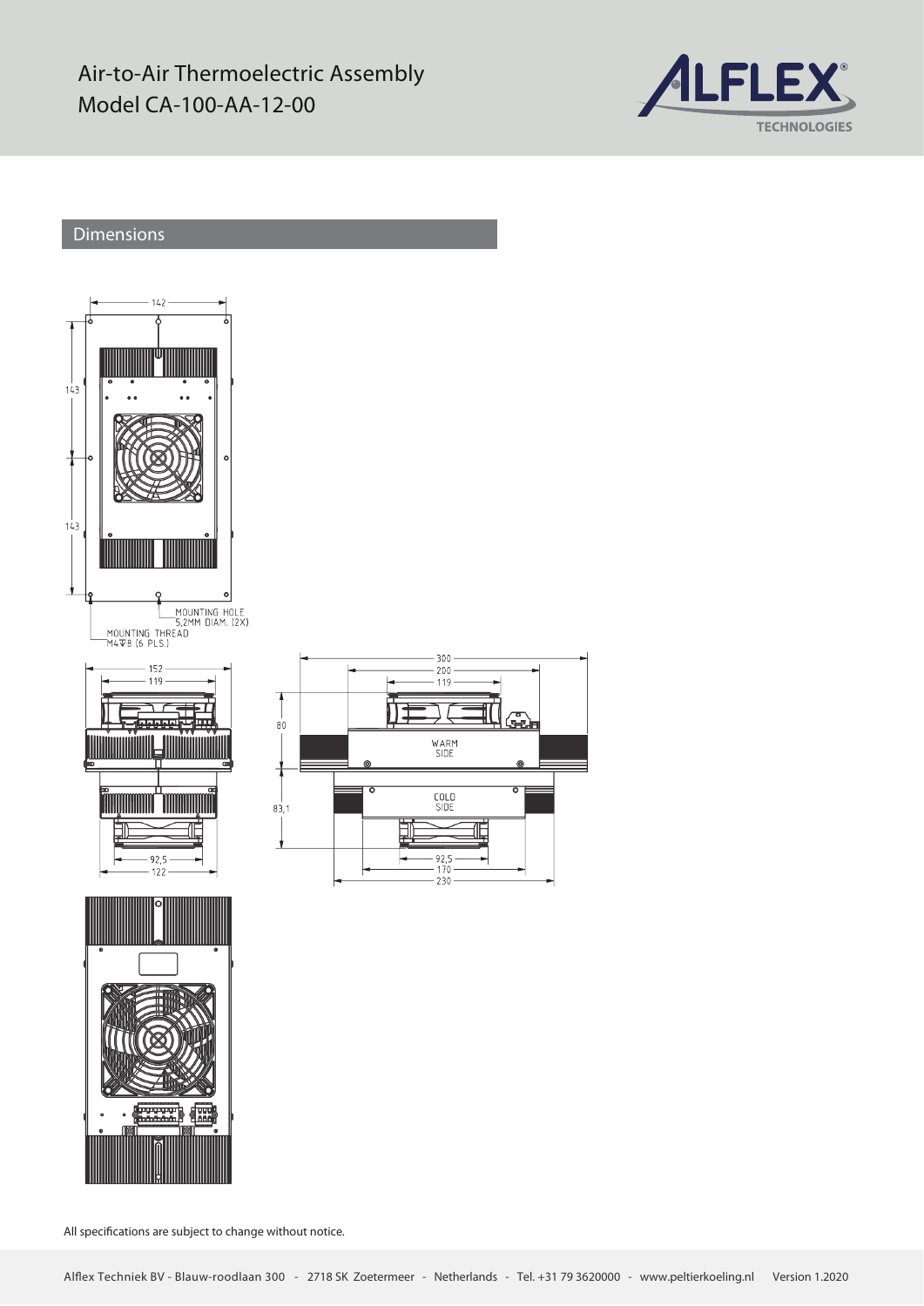# Air-to-Air Thermoelectric Assembly
# Model CA-100-AA-12-00

## Dimensions

142

143

143

MOUNTING HOLE
5,2MM DIAM. (2X)

MOUNTING THREAD
M4▽8 (6 PLS.)

152

119

92,5

122

300

200

119

80

WARM SIDE

83,1

COLD SIDE

92,5

170

230

All specifications are subject to change without notice.

Alflex Techniek BV - Blauw-roodlaan 300 - 2718 SK Zoetermeer - Netherlands - Tel. +31 79 3620000 - www.peltierkoeling.nl Version 1.2020